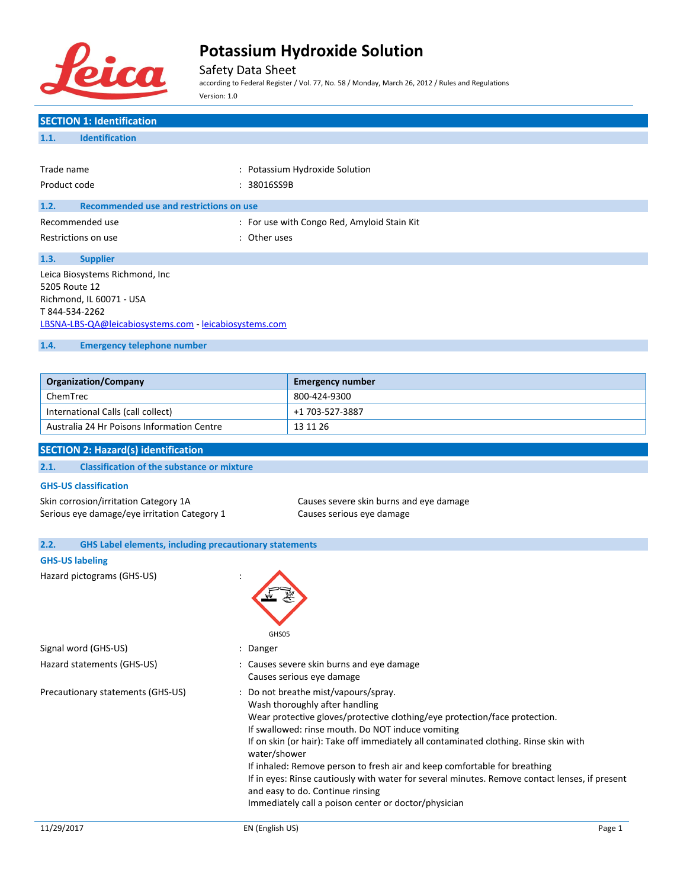# Potassium Hydroxide Solution

Safety Data Sheet

according to Federal Register / Vol. 77, No. 58 / Monday, March 26, 2012 / Rules and Regulations

Version: 1.0

## SECTION 1: Identification

### 1.1. Identification

Trade name : Potassium Hydroxide Solution

Product code : 38016SS9B

### 1.2. Recommended use and restrictions on use

Recommended use : For use with Congo Red, Amyloid Stain Kit

Restrictions on use : Other uses

### 1.3. Supplier

Leica Biosystems Richmond, Inc
5205 Route 12
Richmond, IL 60071 - USA
T 844-534-2262
LBSNA-LBS-QA@leicabiosystems.com - leicabiosystems.com

### 1.4. Emergency telephone number

| Organization/Company | Emergency number |
|---|---|
| ChemTrec | 800-424-9300 |
| International Calls (call collect) | +1 703-527-3887 |
| Australia 24 Hr Poisons Information Centre | 13 11 26 |

## SECTION 2: Hazard(s) identification

### 2.1. Classification of the substance or mixture

**GHS-US classification**

Skin corrosion/irritation Category 1A — Causes severe skin burns and eye damage
Serious eye damage/eye irritation Category 1 — Causes serious eye damage

### 2.2. GHS Label elements, including precautionary statements

**GHS-US labeling**

Hazard pictograms (GHS-US) :

GHS05

Signal word (GHS-US) : Danger

Hazard statements (GHS-US) : Causes severe skin burns and eye damage
Causes serious eye damage

Precautionary statements (GHS-US) : Do not breathe mist/vapours/spray.
Wash thoroughly after handling
Wear protective gloves/protective clothing/eye protection/face protection.
If swallowed: rinse mouth. Do NOT induce vomiting
If on skin (or hair): Take off immediately all contaminated clothing. Rinse skin with water/shower
If inhaled: Remove person to fresh air and keep comfortable for breathing
If in eyes: Rinse cautiously with water for several minutes. Remove contact lenses, if present and easy to do. Continue rinsing
Immediately call a poison center or doctor/physician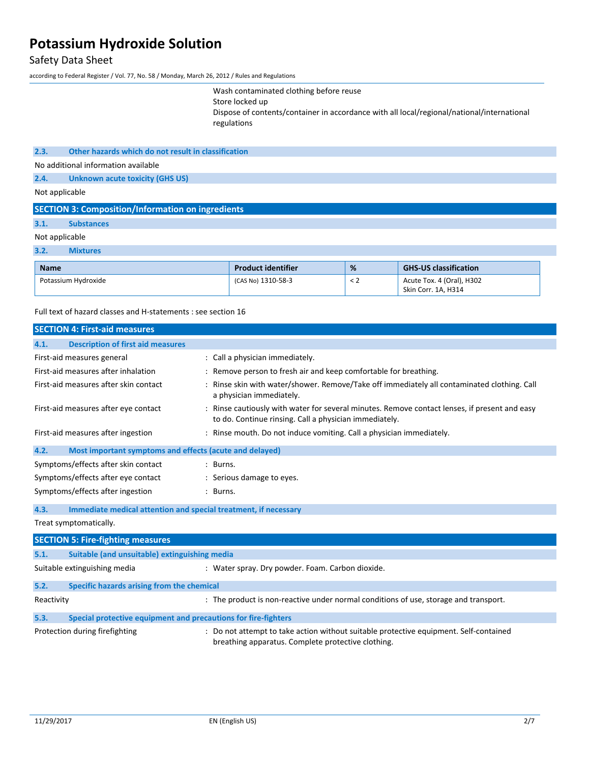Wash contaminated clothing before reuse
Store locked up
Dispose of contents/container in accordance with all local/regional/national/international regulations

### 2.3. Other hazards which do not result in classification

No additional information available

### 2.4. Unknown acute toxicity (GHS US)

Not applicable

## SECTION 3: Composition/Information on ingredients

### 3.1. Substances

Not applicable

### 3.2. Mixtures

| Name | Product identifier | % | GHS-US classification |
|---|---|---|---|
| Potassium Hydroxide | (CAS No) 1310-58-3 | < 2 | Acute Tox. 4 (Oral), H302<br>Skin Corr. 1A, H314 |

Full text of hazard classes and H-statements : see section 16

## SECTION 4: First-aid measures

### 4.1. Description of first aid measures

First-aid measures general : Call a physician immediately.

First-aid measures after inhalation : Remove person to fresh air and keep comfortable for breathing.

First-aid measures after skin contact : Rinse skin with water/shower. Remove/Take off immediately all contaminated clothing. Call a physician immediately.

First-aid measures after eye contact : Rinse cautiously with water for several minutes. Remove contact lenses, if present and easy to do. Continue rinsing. Call a physician immediately.

First-aid measures after ingestion : Rinse mouth. Do not induce vomiting. Call a physician immediately.

### 4.2. Most important symptoms and effects (acute and delayed)

Symptoms/effects after skin contact : Burns.

Symptoms/effects after eye contact : Serious damage to eyes.

Symptoms/effects after ingestion : Burns.

### 4.3. Immediate medical attention and special treatment, if necessary

Treat symptomatically.

## SECTION 5: Fire-fighting measures

### 5.1. Suitable (and unsuitable) extinguishing media

Suitable extinguishing media : Water spray. Dry powder. Foam. Carbon dioxide.

### 5.2. Specific hazards arising from the chemical

Reactivity : The product is non-reactive under normal conditions of use, storage and transport.

### 5.3. Special protective equipment and precautions for fire-fighters

Protection during firefighting : Do not attempt to take action without suitable protective equipment. Self-contained breathing apparatus. Complete protective clothing.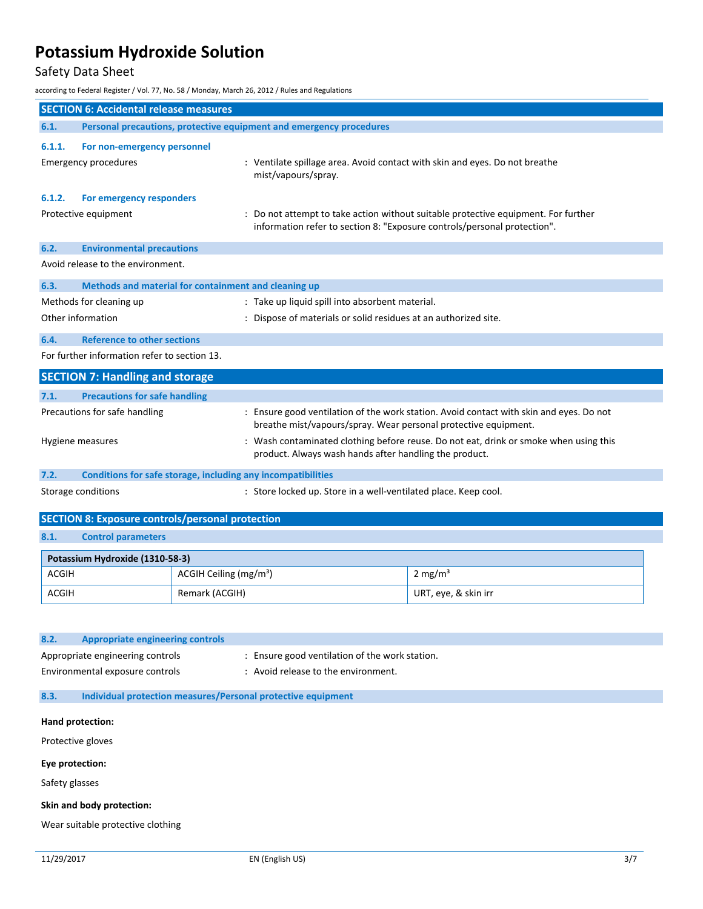## SECTION 6: Accidental release measures

### 6.1. Personal precautions, protective equipment and emergency procedures

#### 6.1.1. For non-emergency personnel

Emergency procedures : Ventilate spillage area. Avoid contact with skin and eyes. Do not breathe mist/vapours/spray.

#### 6.1.2. For emergency responders

Protective equipment : Do not attempt to take action without suitable protective equipment. For further information refer to section 8: "Exposure controls/personal protection".

### 6.2. Environmental precautions

Avoid release to the environment.

### 6.3. Methods and material for containment and cleaning up

Methods for cleaning up : Take up liquid spill into absorbent material.

Other information : Dispose of materials or solid residues at an authorized site.

### 6.4. Reference to other sections

For further information refer to section 13.

## SECTION 7: Handling and storage

### 7.1. Precautions for safe handling

Precautions for safe handling : Ensure good ventilation of the work station. Avoid contact with skin and eyes. Do not breathe mist/vapours/spray. Wear personal protective equipment.

Hygiene measures : Wash contaminated clothing before reuse. Do not eat, drink or smoke when using this product. Always wash hands after handling the product.

### 7.2. Conditions for safe storage, including any incompatibilities

Storage conditions : Store locked up. Store in a well-ventilated place. Keep cool.

## SECTION 8: Exposure controls/personal protection

### 8.1. Control parameters

| Potassium Hydroxide (1310-58-3) | | |
|---|---|---|
| ACGIH | ACGIH Ceiling (mg/m³) | 2 mg/m³ |
| ACGIH | Remark (ACGIH) | URT, eye, & skin irr |

### 8.2. Appropriate engineering controls

Appropriate engineering controls : Ensure good ventilation of the work station.

Environmental exposure controls : Avoid release to the environment.

### 8.3. Individual protection measures/Personal protective equipment

**Hand protection:**

Protective gloves

**Eye protection:**

Safety glasses

**Skin and body protection:**

Wear suitable protective clothing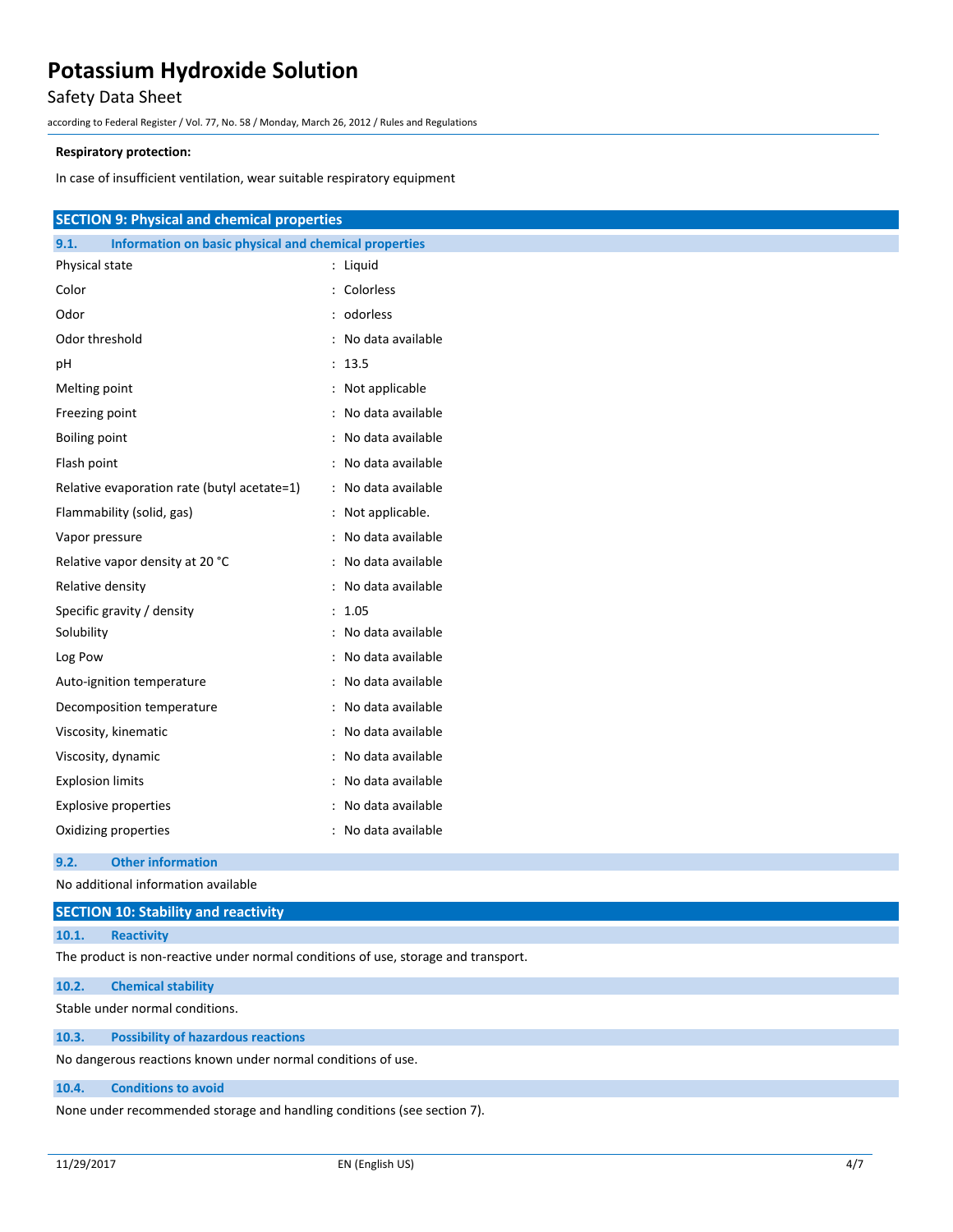**Respiratory protection:**

In case of insufficient ventilation, wear suitable respiratory equipment

## SECTION 9: Physical and chemical properties

### 9.1. Information on basic physical and chemical properties

| Property | Value |
|---|---|
| Physical state | Liquid |
| Color | Colorless |
| Odor | odorless |
| Odor threshold | No data available |
| pH | 13.5 |
| Melting point | Not applicable |
| Freezing point | No data available |
| Boiling point | No data available |
| Flash point | No data available |
| Relative evaporation rate (butyl acetate=1) | No data available |
| Flammability (solid, gas) | Not applicable. |
| Vapor pressure | No data available |
| Relative vapor density at 20 °C | No data available |
| Relative density | No data available |
| Specific gravity / density | 1.05 |
| Solubility | No data available |
| Log Pow | No data available |
| Auto-ignition temperature | No data available |
| Decomposition temperature | No data available |
| Viscosity, kinematic | No data available |
| Viscosity, dynamic | No data available |
| Explosion limits | No data available |
| Explosive properties | No data available |
| Oxidizing properties | No data available |

### 9.2. Other information

No additional information available

## SECTION 10: Stability and reactivity

### 10.1. Reactivity

The product is non-reactive under normal conditions of use, storage and transport.

### 10.2. Chemical stability

Stable under normal conditions.

### 10.3. Possibility of hazardous reactions

No dangerous reactions known under normal conditions of use.

### 10.4. Conditions to avoid

None under recommended storage and handling conditions (see section 7).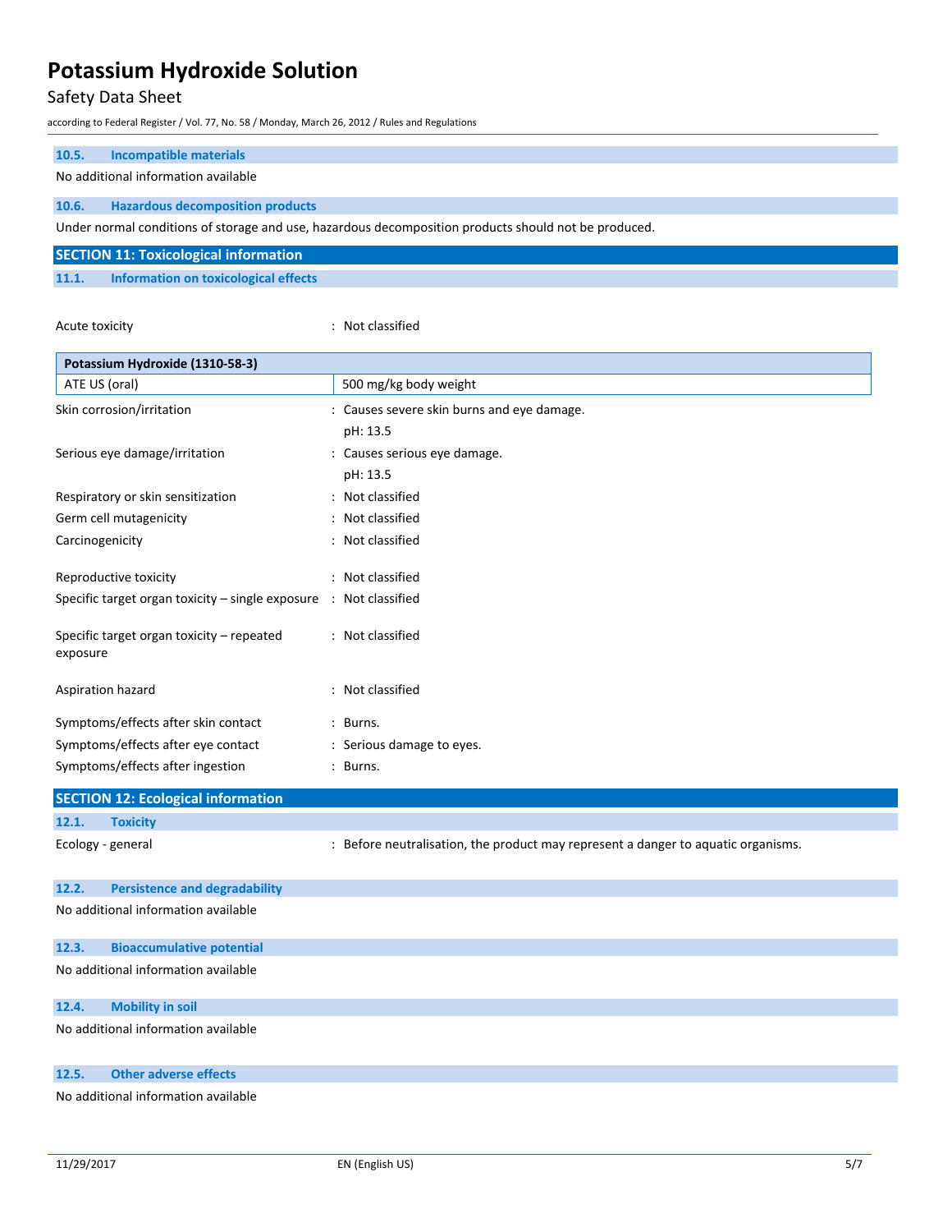### 10.5. Incompatible materials

No additional information available

### 10.6. Hazardous decomposition products

Under normal conditions of storage and use, hazardous decomposition products should not be produced.

## SECTION 11: Toxicological information

### 11.1. Information on toxicological effects

Acute toxicity : Not classified

| Potassium Hydroxide (1310-58-3) | |
|---|---|
| ATE US (oral) | 500 mg/kg body weight |

Skin corrosion/irritation : Causes severe skin burns and eye damage.
pH: 13.5

Serious eye damage/irritation : Causes serious eye damage.
pH: 13.5

Respiratory or skin sensitization : Not classified

Germ cell mutagenicity : Not classified

Carcinogenicity : Not classified

Reproductive toxicity : Not classified

Specific target organ toxicity – single exposure : Not classified

Specific target organ toxicity – repeated exposure : Not classified

Aspiration hazard : Not classified

Symptoms/effects after skin contact : Burns.

Symptoms/effects after eye contact : Serious damage to eyes.

Symptoms/effects after ingestion : Burns.

## SECTION 12: Ecological information

### 12.1. Toxicity

Ecology - general : Before neutralisation, the product may represent a danger to aquatic organisms.

### 12.2. Persistence and degradability

No additional information available

### 12.3. Bioaccumulative potential

No additional information available

### 12.4. Mobility in soil

No additional information available

### 12.5. Other adverse effects

No additional information available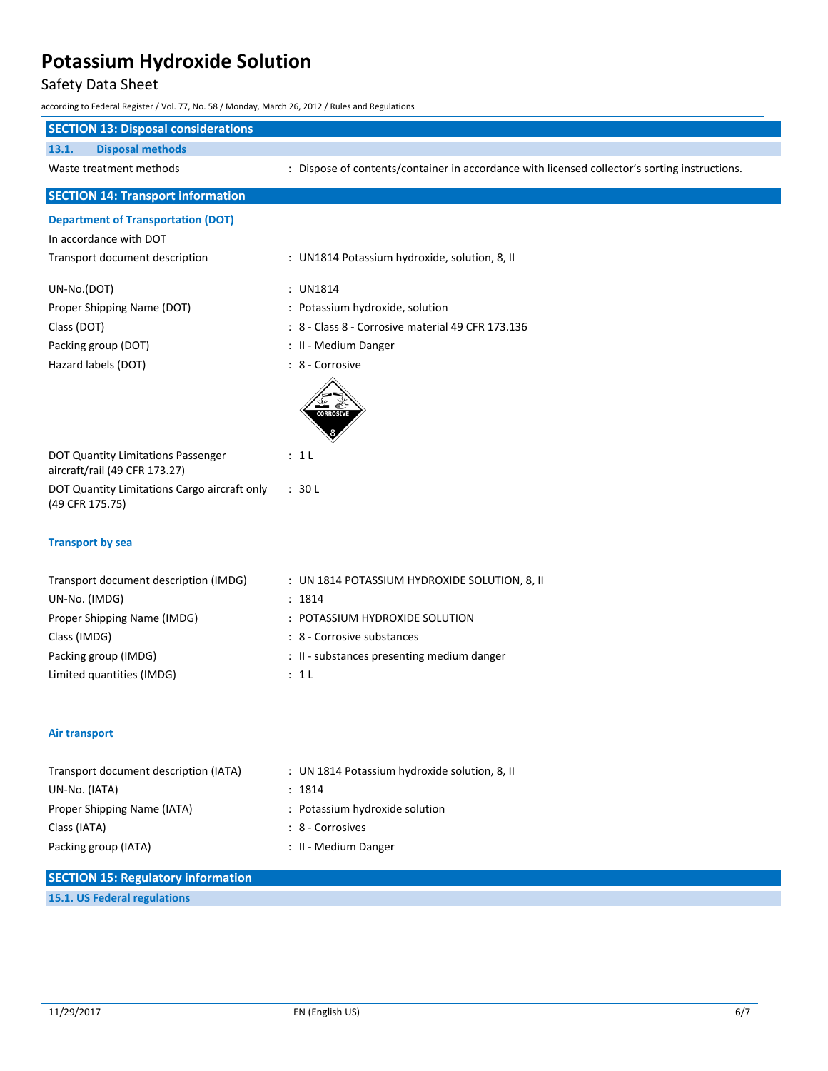## SECTION 13: Disposal considerations

### 13.1. Disposal methods

Waste treatment methods : Dispose of contents/container in accordance with licensed collector's sorting instructions.

## SECTION 14: Transport information

### Department of Transportation (DOT)

In accordance with DOT

Transport document description : UN1814 Potassium hydroxide, solution, 8, II

UN-No.(DOT) : UN1814

Proper Shipping Name (DOT) : Potassium hydroxide, solution

Class (DOT) : 8 - Class 8 - Corrosive material 49 CFR 173.136

Packing group (DOT) : II - Medium Danger

Hazard labels (DOT) : 8 - Corrosive

DOT Quantity Limitations Passenger aircraft/rail (49 CFR 173.27) : 1 L

DOT Quantity Limitations Cargo aircraft only (49 CFR 175.75) : 30 L

### Transport by sea

Transport document description (IMDG) : UN 1814 POTASSIUM HYDROXIDE SOLUTION, 8, II

UN-No. (IMDG) : 1814

Proper Shipping Name (IMDG) : POTASSIUM HYDROXIDE SOLUTION

Class (IMDG) : 8 - Corrosive substances

Packing group (IMDG) : II - substances presenting medium danger

Limited quantities (IMDG) : 1 L

### Air transport

Transport document description (IATA) : UN 1814 Potassium hydroxide solution, 8, II

UN-No. (IATA) : 1814

Proper Shipping Name (IATA) : Potassium hydroxide solution

Class (IATA) : 8 - Corrosives

Packing group (IATA) : II - Medium Danger

## SECTION 15: Regulatory information

### 15.1. US Federal regulations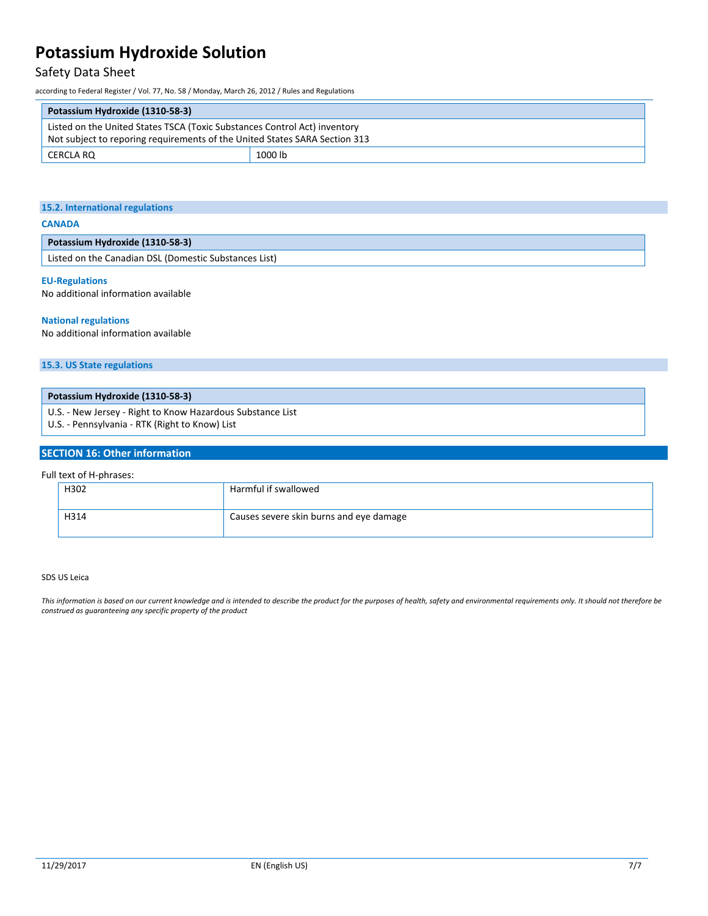| Potassium Hydroxide (1310-58-3) | |
|---|---|
| Listed on the United States TSCA (Toxic Substances Control Act) inventory<br>Not subject to reporing requirements of the United States SARA Section 313 | |
| CERCLA RQ | 1000 lb |

### 15.2. International regulations

**CANADA**

| Potassium Hydroxide (1310-58-3) |
|---|
| Listed on the Canadian DSL (Domestic Substances List) |

**EU-Regulations**

No additional information available

**National regulations**

No additional information available

### 15.3. US State regulations

| Potassium Hydroxide (1310-58-3) |
|---|
| U.S. - New Jersey - Right to Know Hazardous Substance List<br>U.S. - Pennsylvania - RTK (Right to Know) List |

## SECTION 16: Other information

Full text of H-phrases:

| | |
|---|---|
| H302 | Harmful if swallowed |
| H314 | Causes severe skin burns and eye damage |

SDS US Leica

*This information is based on our current knowledge and is intended to describe the product for the purposes of health, safety and environmental requirements only. It should not therefore be construed as guaranteeing any specific property of the product*